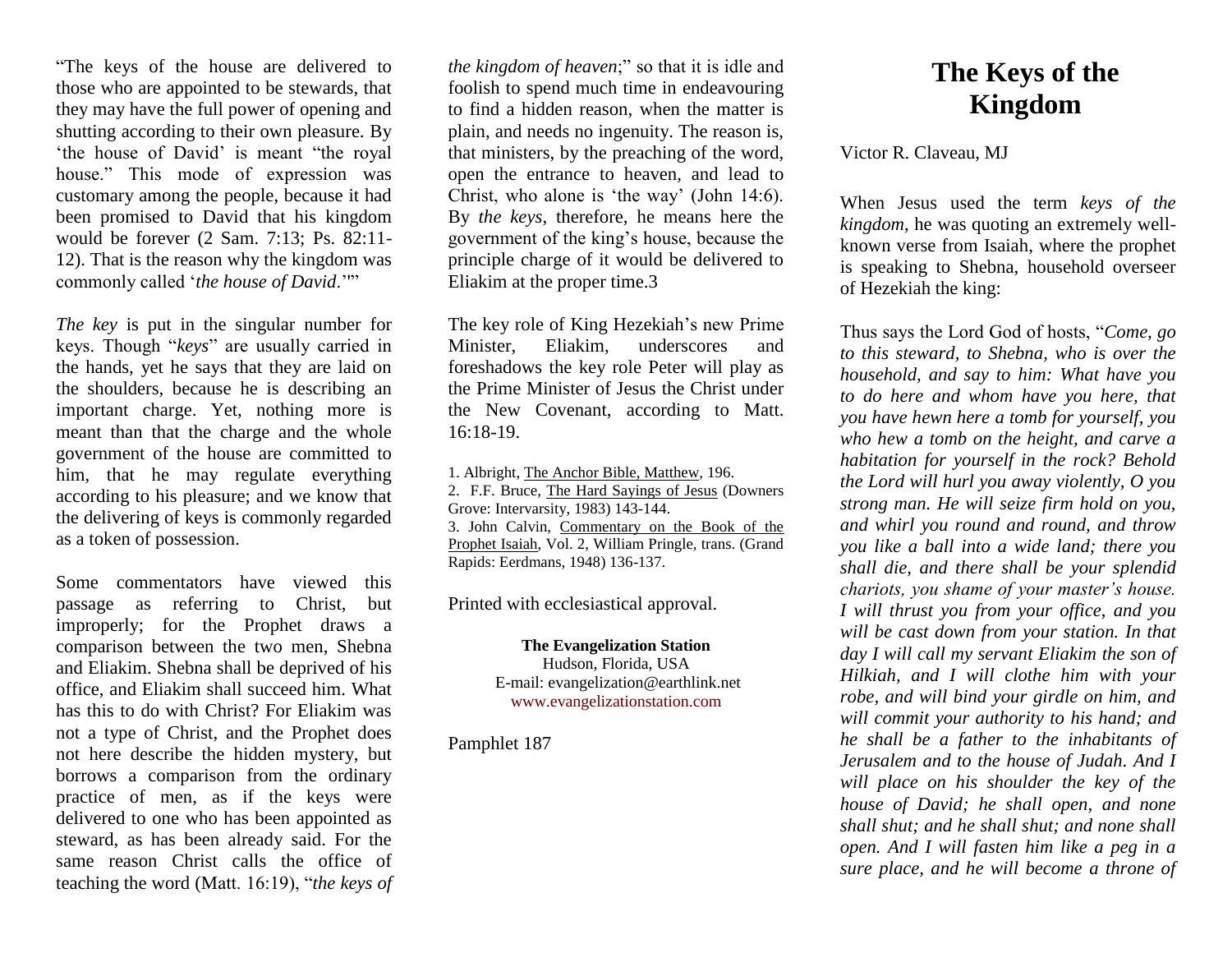"The keys of the house are delivered to those who are appointed to be stewards, that they may have the full power of opening and shutting according to their own pleasure. By 'the house of David' is meant "the royal house." This mode of expression was customary among the people, because it had been promised to David that his kingdom would be forever (2 Sam. 7:13; Ps. 82:11-12). That is the reason why the kingdom was commonly called '*the house of David*.'"

*The key* is put in the singular number for keys. Though "*keys*" are usually carried in the hands, yet he says that they are laid on the shoulders, because he is describing an important charge. Yet, nothing more is meant than that the charge and the whole government of the house are committed to him, that he may regulate everything according to his pleasure; and we know that the delivering of keys is commonly regarded as a token of possession.

Some commentators have viewed this passage as referring to Christ, but improperly; for the Prophet draws a comparison between the two men, Shebna and Eliakim. Shebna shall be deprived of his office, and Eliakim shall succeed him. What has this to do with Christ? For Eliakim was not a type of Christ, and the Prophet does not here describe the hidden mystery, but borrows a comparison from the ordinary practice of men, as if the keys were delivered to one who has been appointed as steward, as has been already said. For the same reason Christ calls the office of teaching the word (Matt. 16:19), "*the keys of the kingdom of heaven*;" so that it is idle and foolish to spend much time in endeavouring to find a hidden reason, when the matter is plain, and needs no ingenuity. The reason is, that ministers, by the preaching of the word, open the entrance to heaven, and lead to Christ, who alone is 'the way' (John 14:6). By *the keys*, therefore, he means here the government of the king's house, because the principle charge of it would be delivered to Eliakim at the proper time.[3]

The key role of King Hezekiah's new Prime Minister, Eliakim, underscores and foreshadows the key role Peter will play as the Prime Minister of Jesus the Christ under the New Covenant, according to Matt. 16:18-19.

1. Albright, The Anchor Bible, Matthew, 196.
2. F.F. Bruce, The Hard Sayings of Jesus (Downers Grove: Intervarsity, 1983) 143-144.
3. John Calvin, Commentary on the Book of the Prophet Isaiah, Vol. 2, William Pringle, trans. (Grand Rapids: Eerdmans, 1948) 136-137.

Printed with ecclesiastical approval.

**The Evangelization Station**
Hudson, Florida, USA
E-mail: evangelization@earthlink.net
www.evangelizationstation.com

Pamphlet 187

# The Keys of the Kingdom

Victor R. Claveau, MJ

When Jesus used the term *keys of the kingdom*, he was quoting an extremely well-known verse from Isaiah, where the prophet is speaking to Shebna, household overseer of Hezekiah the king:

Thus says the Lord God of hosts, "*Come, go to this steward, to Shebna, who is over the household, and say to him: What have you to do here and whom have you here, that you have hewn here a tomb for yourself, you who hew a tomb on the height, and carve a habitation for yourself in the rock? Behold the Lord will hurl you away violently, O you strong man. He will seize firm hold on you, and whirl you round and round, and throw you like a ball into a wide land; there you shall die, and there shall be your splendid chariots, you shame of your master's house. I will thrust you from your office, and you will be cast down from your station. In that day I will call my servant Eliakim the son of Hilkiah, and I will clothe him with your robe, and will bind your girdle on him, and will commit your authority to his hand; and he shall be a father to the inhabitants of Jerusalem and to the house of Judah. And I will place on his shoulder the key of the house of David; he shall open, and none shall shut; and he shall shut; and none shall open. And I will fasten him like a peg in a sure place, and he will become a throne of*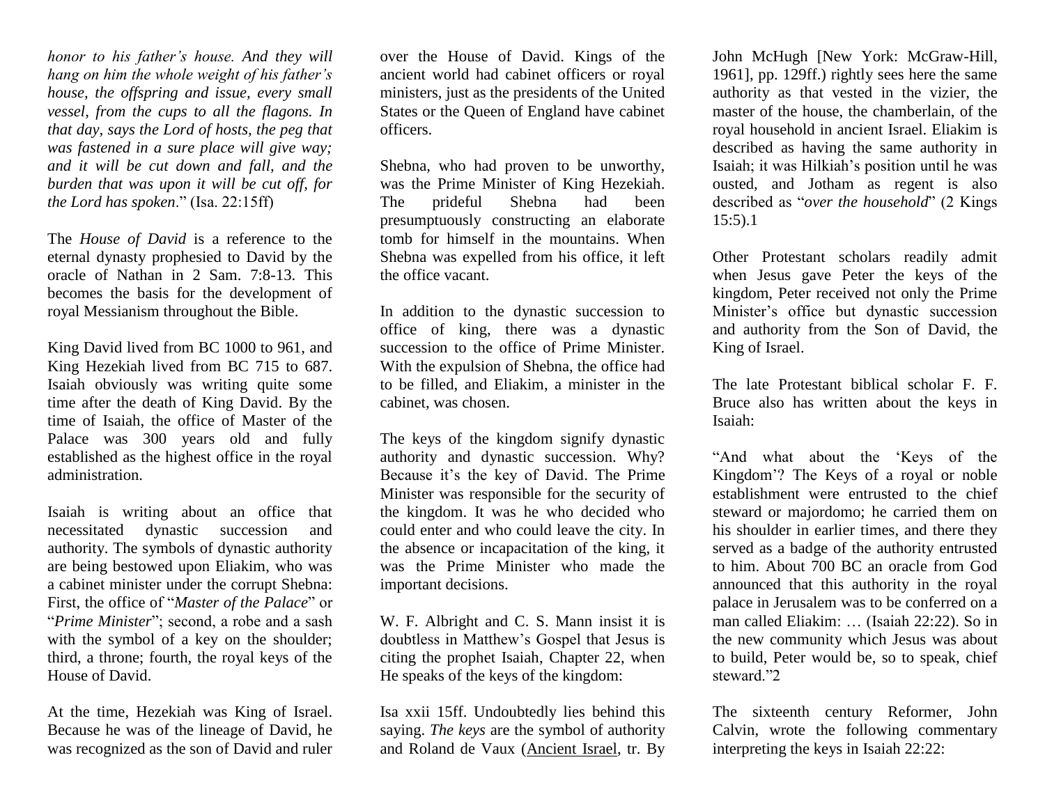*honor to his father's house. And they will hang on him the whole weight of his father's house, the offspring and issue, every small vessel, from the cups to all the flagons. In that day, says the Lord of hosts, the peg that was fastened in a sure place will give way; and it will be cut down and fall, and the burden that was upon it will be cut off, for the Lord has spoken*." (Isa. 22:15ff)

The *House of David* is a reference to the eternal dynasty prophesied to David by the oracle of Nathan in 2 Sam. 7:8-13. This becomes the basis for the development of royal Messianism throughout the Bible.

King David lived from BC 1000 to 961, and King Hezekiah lived from BC 715 to 687. Isaiah obviously was writing quite some time after the death of King David. By the time of Isaiah, the office of Master of the Palace was 300 years old and fully established as the highest office in the royal administration.

Isaiah is writing about an office that necessitated dynastic succession and authority. The symbols of dynastic authority are being bestowed upon Eliakim, who was a cabinet minister under the corrupt Shebna: First, the office of "*Master of the Palace*" or "*Prime Minister*"; second, a robe and a sash with the symbol of a key on the shoulder; third, a throne; fourth, the royal keys of the House of David.

At the time, Hezekiah was King of Israel. Because he was of the lineage of David, he was recognized as the son of David and ruler over the House of David. Kings of the ancient world had cabinet officers or royal ministers, just as the presidents of the United States or the Queen of England have cabinet officers.

Shebna, who had proven to be unworthy, was the Prime Minister of King Hezekiah. The prideful Shebna had been presumptuously constructing an elaborate tomb for himself in the mountains. When Shebna was expelled from his office, it left the office vacant.

In addition to the dynastic succession to office of king, there was a dynastic succession to the office of Prime Minister. With the expulsion of Shebna, the office had to be filled, and Eliakim, a minister in the cabinet, was chosen.

The keys of the kingdom signify dynastic authority and dynastic succession. Why? Because it's the key of David. The Prime Minister was responsible for the security of the kingdom. It was he who decided who could enter and who could leave the city. In the absence or incapacitation of the king, it was the Prime Minister who made the important decisions.

W. F. Albright and C. S. Mann insist it is doubtless in Matthew's Gospel that Jesus is citing the prophet Isaiah, Chapter 22, when He speaks of the keys of the kingdom:

Isa xxii 15ff. Undoubtedly lies behind this saying. *The keys* are the symbol of authority and Roland de Vaux (Ancient Israel, tr. By John McHugh [New York: McGraw-Hill, 1961], pp. 129ff.) rightly sees here the same authority as that vested in the vizier, the master of the house, the chamberlain, of the royal household in ancient Israel. Eliakim is described as having the same authority in Isaiah; it was Hilkiah's position until he was ousted, and Jotham as regent is also described as "*over the household*" (2 Kings 15:5).1

Other Protestant scholars readily admit when Jesus gave Peter the keys of the kingdom, Peter received not only the Prime Minister's office but dynastic succession and authority from the Son of David, the King of Israel.

The late Protestant biblical scholar F. F. Bruce also has written about the keys in Isaiah:

"And what about the 'Keys of the Kingdom'? The Keys of a royal or noble establishment were entrusted to the chief steward or majordomo; he carried them on his shoulder in earlier times, and there they served as a badge of the authority entrusted to him. About 700 BC an oracle from God announced that this authority in the royal palace in Jerusalem was to be conferred on a man called Eliakim: … (Isaiah 22:22). So in the new community which Jesus was about to build, Peter would be, so to speak, chief steward."2

The sixteenth century Reformer, John Calvin, wrote the following commentary interpreting the keys in Isaiah 22:22: